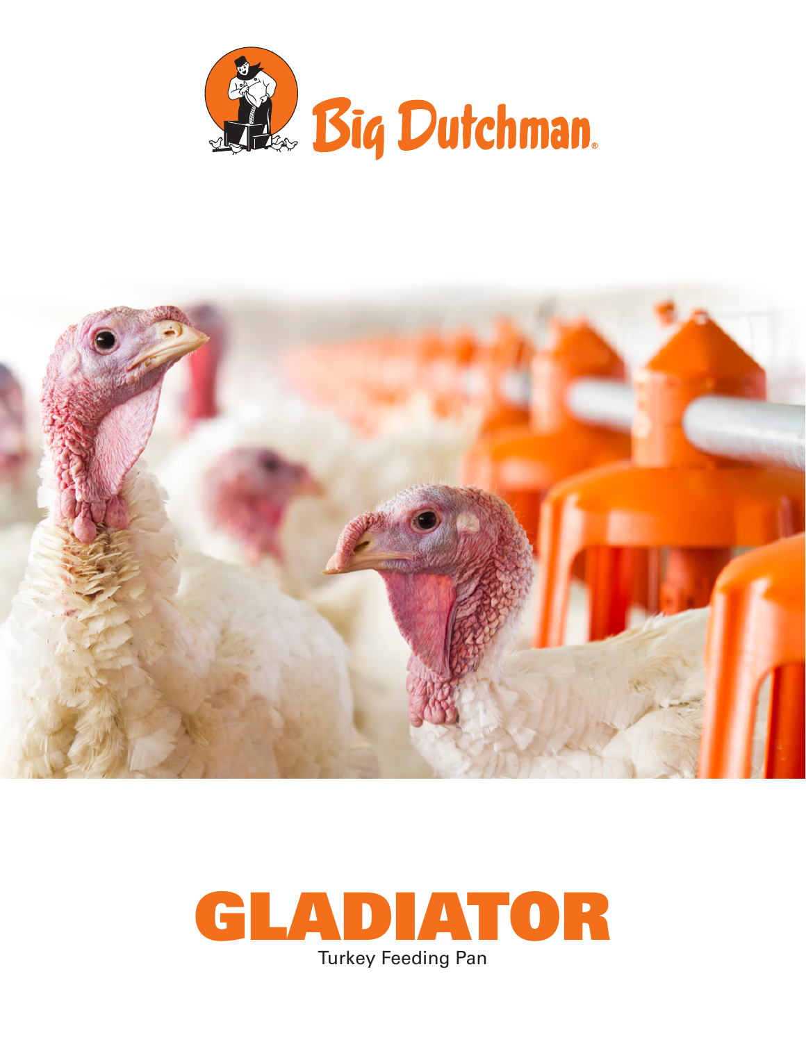Big Dutchman

# GLADIATOR

Turkey Feeding Pan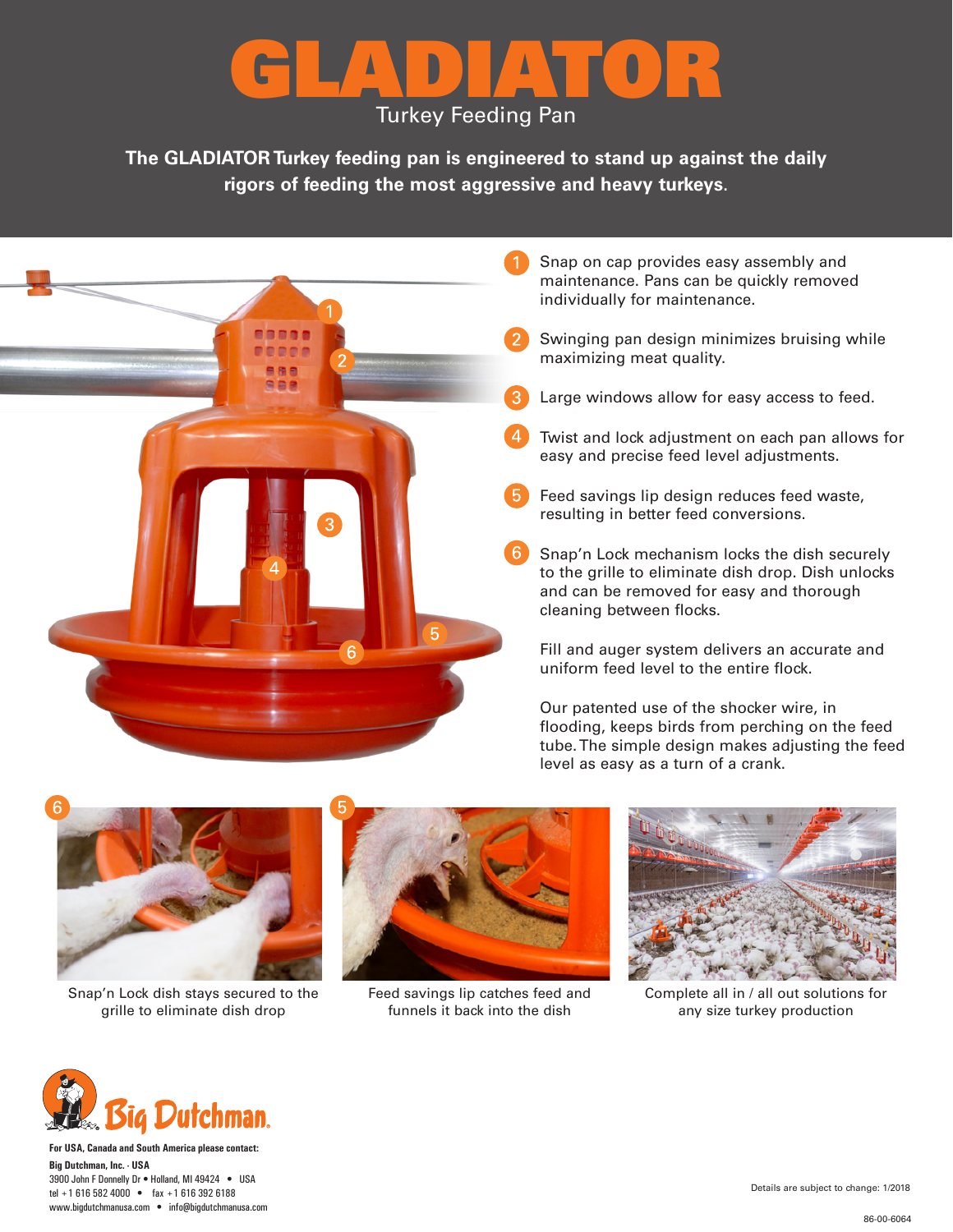# GLADIATOR

Turkey Feeding Pan

**The GLADIATOR Turkey feeding pan is engineered to stand up against the daily rigors of feeding the most aggressive and heavy turkeys.**

1. Snap on cap provides easy assembly and maintenance. Pans can be quickly removed individually for maintenance.
2. Swinging pan design minimizes bruising while maximizing meat quality.
3. Large windows allow for easy access to feed.
4. Twist and lock adjustment on each pan allows for easy and precise feed level adjustments.
5. Feed savings lip design reduces feed waste, resulting in better feed conversions.
6. Snap'n Lock mechanism locks the dish securely to the grille to eliminate dish drop. Dish unlocks and can be removed for easy and thorough cleaning between flocks.

Fill and auger system delivers an accurate and uniform feed level to the entire flock.

Our patented use of the shocker wire, in flooding, keeps birds from perching on the feed tube. The simple design makes adjusting the feed level as easy as a turn of a crank.

Snap'n Lock dish stays secured to the grille to eliminate dish drop

Feed savings lip catches feed and funnels it back into the dish

Complete all in / all out solutions for any size turkey production

Big Dutchman

**For USA, Canada and South America please contact:**

**Big Dutchman, Inc. · USA**
3900 John F Donnelly Dr • Holland, MI 49424 • USA
tel +1 616 582 4000 • fax +1 616 392 6188
www.bigdutchmanusa.com • info@bigdutchmanusa.com

Details are subject to change: 1/2018

86-00-6064